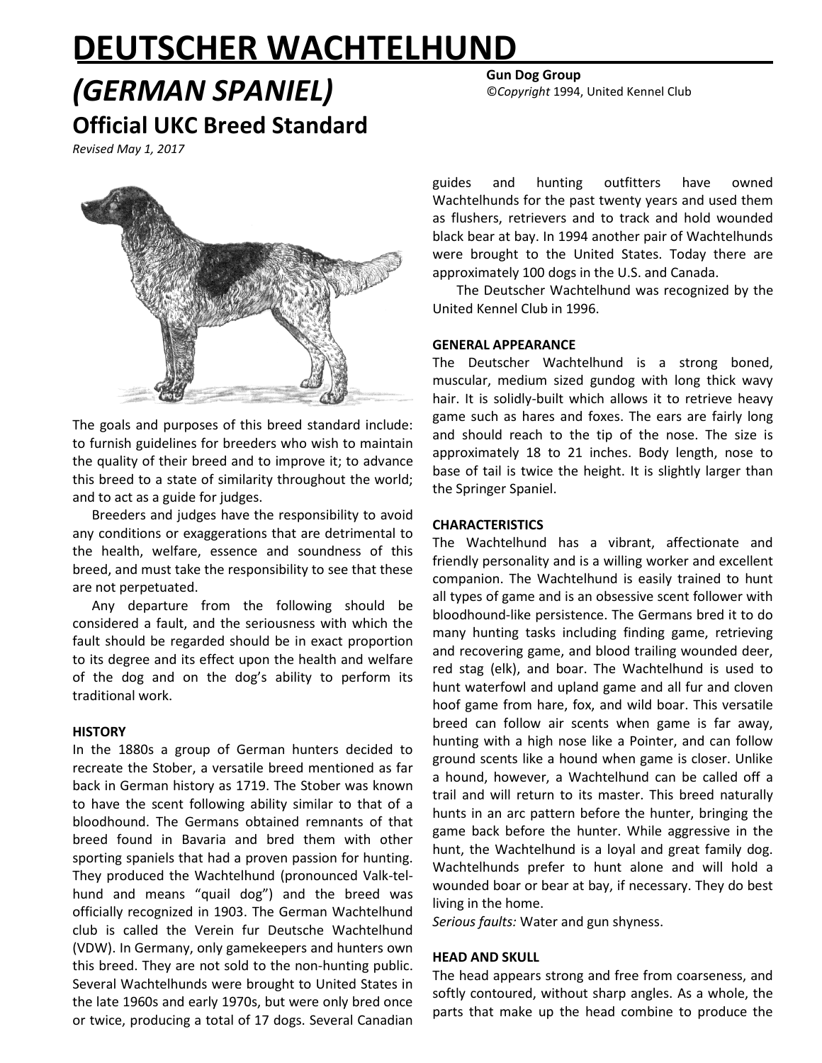# DEUTSCHER WACHTELHUND

## *(GERMAN SPANIEL)*

## Official UKC Breed Standard

*Revised May 1, 2017*

**Gun Dog Group**
©*Copyright* 1994, United Kennel Club

The goals and purposes of this breed standard include: to furnish guidelines for breeders who wish to maintain the quality of their breed and to improve it; to advance this breed to a state of similarity throughout the world; and to act as a guide for judges.

Breeders and judges have the responsibility to avoid any conditions or exaggerations that are detrimental to the health, welfare, essence and soundness of this breed, and must take the responsibility to see that these are not perpetuated.

Any departure from the following should be considered a fault, and the seriousness with which the fault should be regarded should be in exact proportion to its degree and its effect upon the health and welfare of the dog and on the dog's ability to perform its traditional work.

### HISTORY

In the 1880s a group of German hunters decided to recreate the Stober, a versatile breed mentioned as far back in German history as 1719. The Stober was known to have the scent following ability similar to that of a bloodhound. The Germans obtained remnants of that breed found in Bavaria and bred them with other sporting spaniels that had a proven passion for hunting. They produced the Wachtelhund (pronounced Valk-tel-hund and means "quail dog") and the breed was officially recognized in 1903. The German Wachtelhund club is called the Verein fur Deutsche Wachtelhund (VDW). In Germany, only gamekeepers and hunters own this breed. They are not sold to the non-hunting public. Several Wachtelhunds were brought to United States in the late 1960s and early 1970s, but were only bred once or twice, producing a total of 17 dogs. Several Canadian guides and hunting outfitters have owned Wachtelhunds for the past twenty years and used them as flushers, retrievers and to track and hold wounded black bear at bay. In 1994 another pair of Wachtelhunds were brought to the United States. Today there are approximately 100 dogs in the U.S. and Canada.

The Deutscher Wachtelhund was recognized by the United Kennel Club in 1996.

### GENERAL APPEARANCE

The Deutscher Wachtelhund is a strong boned, muscular, medium sized gundog with long thick wavy hair. It is solidly-built which allows it to retrieve heavy game such as hares and foxes. The ears are fairly long and should reach to the tip of the nose. The size is approximately 18 to 21 inches. Body length, nose to base of tail is twice the height. It is slightly larger than the Springer Spaniel.

### CHARACTERISTICS

The Wachtelhund has a vibrant, affectionate and friendly personality and is a willing worker and excellent companion. The Wachtelhund is easily trained to hunt all types of game and is an obsessive scent follower with bloodhound-like persistence. The Germans bred it to do many hunting tasks including finding game, retrieving and recovering game, and blood trailing wounded deer, red stag (elk), and boar. The Wachtelhund is used to hunt waterfowl and upland game and all fur and cloven hoof game from hare, fox, and wild boar. This versatile breed can follow air scents when game is far away, hunting with a high nose like a Pointer, and can follow ground scents like a hound when game is closer. Unlike a hound, however, a Wachtelhund can be called off a trail and will return to its master. This breed naturally hunts in an arc pattern before the hunter, bringing the game back before the hunter. While aggressive in the hunt, the Wachtelhund is a loyal and great family dog. Wachtelhunds prefer to hunt alone and will hold a wounded boar or bear at bay, if necessary. They do best living in the home.

*Serious faults:* Water and gun shyness.

### HEAD AND SKULL

The head appears strong and free from coarseness, and softly contoured, without sharp angles. As a whole, the parts that make up the head combine to produce the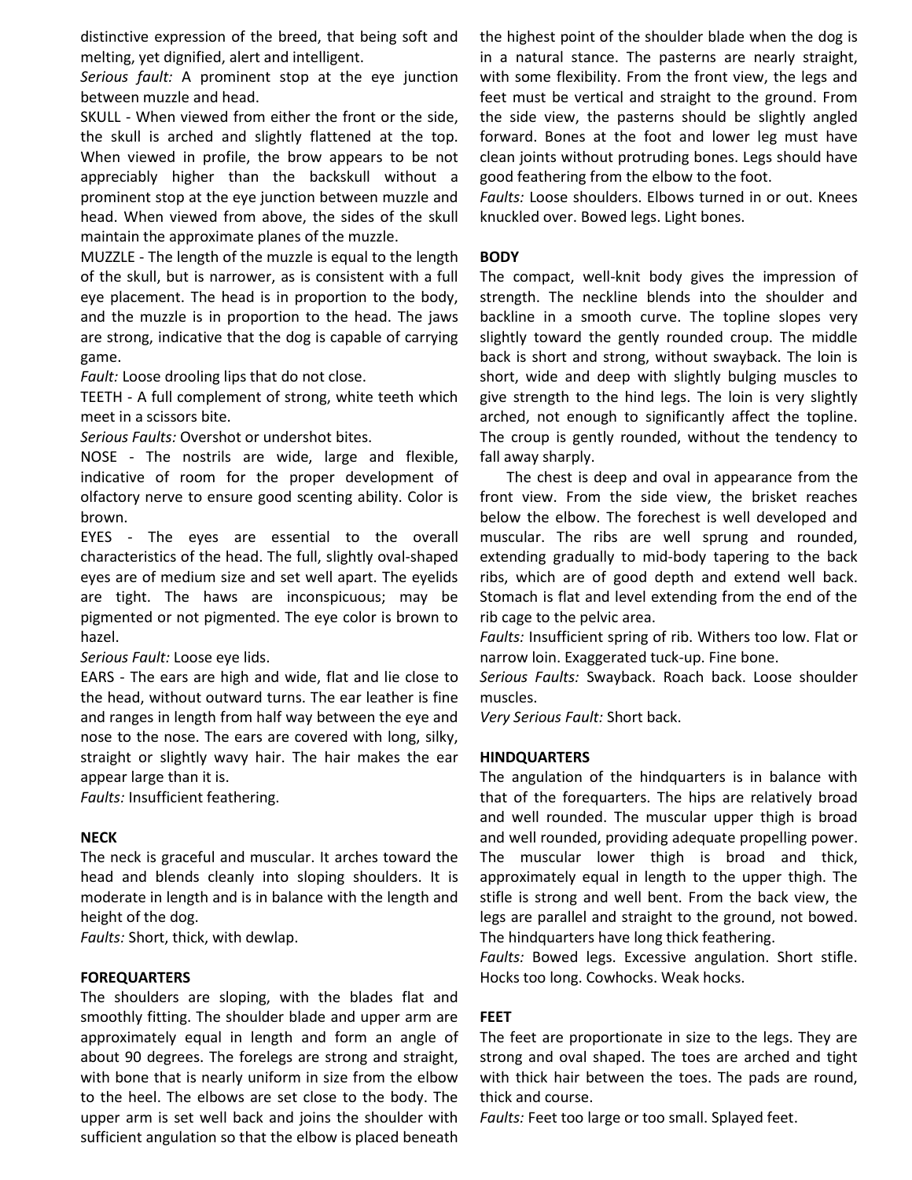distinctive expression of the breed, that being soft and melting, yet dignified, alert and intelligent.

*Serious fault:* A prominent stop at the eye junction between muzzle and head.

SKULL - When viewed from either the front or the side, the skull is arched and slightly flattened at the top. When viewed in profile, the brow appears to be not appreciably higher than the backskull without a prominent stop at the eye junction between muzzle and head. When viewed from above, the sides of the skull maintain the approximate planes of the muzzle.

MUZZLE - The length of the muzzle is equal to the length of the skull, but is narrower, as is consistent with a full eye placement. The head is in proportion to the body, and the muzzle is in proportion to the head. The jaws are strong, indicative that the dog is capable of carrying game.

*Fault:* Loose drooling lips that do not close.

TEETH - A full complement of strong, white teeth which meet in a scissors bite.

*Serious Faults:* Overshot or undershot bites.

NOSE - The nostrils are wide, large and flexible, indicative of room for the proper development of olfactory nerve to ensure good scenting ability. Color is brown.

EYES - The eyes are essential to the overall characteristics of the head. The full, slightly oval-shaped eyes are of medium size and set well apart. The eyelids are tight. The haws are inconspicuous; may be pigmented or not pigmented. The eye color is brown to hazel.

*Serious Fault:* Loose eye lids.

EARS - The ears are high and wide, flat and lie close to the head, without outward turns. The ear leather is fine and ranges in length from half way between the eye and nose to the nose. The ears are covered with long, silky, straight or slightly wavy hair. The hair makes the ear appear large than it is.

*Faults:* Insufficient feathering.

**NECK**

The neck is graceful and muscular. It arches toward the head and blends cleanly into sloping shoulders. It is moderate in length and is in balance with the length and height of the dog.

*Faults:* Short, thick, with dewlap.

**FOREQUARTERS**

The shoulders are sloping, with the blades flat and smoothly fitting. The shoulder blade and upper arm are approximately equal in length and form an angle of about 90 degrees. The forelegs are strong and straight, with bone that is nearly uniform in size from the elbow to the heel. The elbows are set close to the body. The upper arm is set well back and joins the shoulder with sufficient angulation so that the elbow is placed beneath the highest point of the shoulder blade when the dog is in a natural stance. The pasterns are nearly straight, with some flexibility. From the front view, the legs and feet must be vertical and straight to the ground. From the side view, the pasterns should be slightly angled forward. Bones at the foot and lower leg must have clean joints without protruding bones. Legs should have good feathering from the elbow to the foot.

*Faults:* Loose shoulders. Elbows turned in or out. Knees knuckled over. Bowed legs. Light bones.

**BODY**

The compact, well-knit body gives the impression of strength. The neckline blends into the shoulder and backline in a smooth curve. The topline slopes very slightly toward the gently rounded croup. The middle back is short and strong, without swayback. The loin is short, wide and deep with slightly bulging muscles to give strength to the hind legs. The loin is very slightly arched, not enough to significantly affect the topline. The croup is gently rounded, without the tendency to fall away sharply.

The chest is deep and oval in appearance from the front view. From the side view, the brisket reaches below the elbow. The forechest is well developed and muscular. The ribs are well sprung and rounded, extending gradually to mid-body tapering to the back ribs, which are of good depth and extend well back. Stomach is flat and level extending from the end of the rib cage to the pelvic area.

*Faults:* Insufficient spring of rib. Withers too low. Flat or narrow loin. Exaggerated tuck-up. Fine bone.

*Serious Faults:* Swayback. Roach back. Loose shoulder muscles.

*Very Serious Fault:* Short back.

**HINDQUARTERS**

The angulation of the hindquarters is in balance with that of the forequarters. The hips are relatively broad and well rounded. The muscular upper thigh is broad and well rounded, providing adequate propelling power. The muscular lower thigh is broad and thick, approximately equal in length to the upper thigh. The stifle is strong and well bent. From the back view, the legs are parallel and straight to the ground, not bowed. The hindquarters have long thick feathering.

*Faults:* Bowed legs. Excessive angulation. Short stifle. Hocks too long. Cowhocks. Weak hocks.

**FEET**

The feet are proportionate in size to the legs. They are strong and oval shaped. The toes are arched and tight with thick hair between the toes. The pads are round, thick and course.

*Faults:* Feet too large or too small. Splayed feet.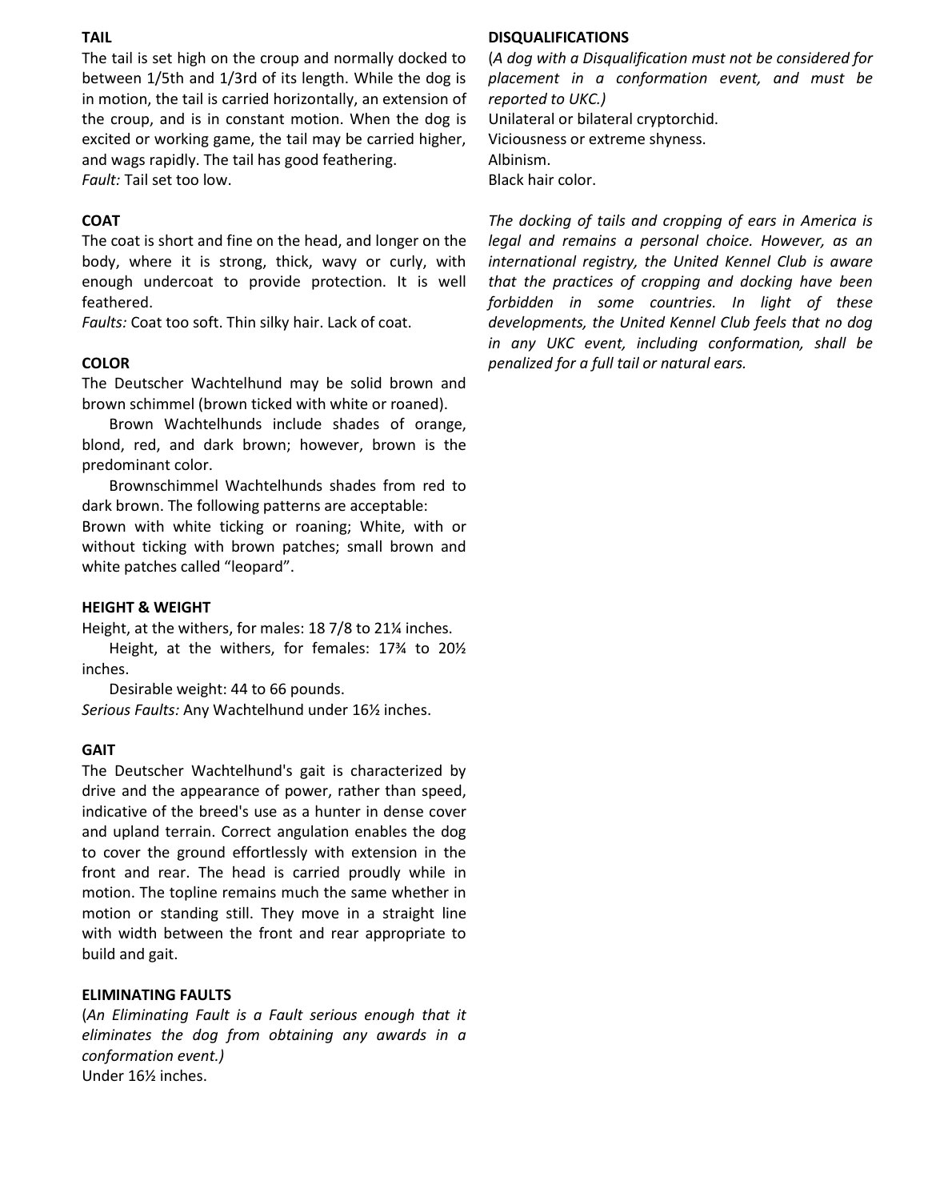**TAIL**

The tail is set high on the croup and normally docked to between 1/5th and 1/3rd of its length. While the dog is in motion, the tail is carried horizontally, an extension of the croup, and is in constant motion. When the dog is excited or working game, the tail may be carried higher, and wags rapidly. The tail has good feathering.
*Fault:* Tail set too low.

**COAT**

The coat is short and fine on the head, and longer on the body, where it is strong, thick, wavy or curly, with enough undercoat to provide protection. It is well feathered.
*Faults:* Coat too soft. Thin silky hair. Lack of coat.

**COLOR**

The Deutscher Wachtelhund may be solid brown and brown schimmel (brown ticked with white or roaned).

Brown Wachtelhunds include shades of orange, blond, red, and dark brown; however, brown is the predominant color.

Brownschimmel Wachtelhunds shades from red to dark brown. The following patterns are acceptable:
Brown with white ticking or roaning; White, with or without ticking with brown patches; small brown and white patches called "leopard".

**HEIGHT & WEIGHT**

Height, at the withers, for males: 18 7/8 to 21¼ inches.

Height, at the withers, for females: 17¾ to 20½ inches.

Desirable weight: 44 to 66 pounds.
*Serious Faults:* Any Wachtelhund under 16½ inches.

**GAIT**

The Deutscher Wachtelhund's gait is characterized by drive and the appearance of power, rather than speed, indicative of the breed's use as a hunter in dense cover and upland terrain. Correct angulation enables the dog to cover the ground effortlessly with extension in the front and rear. The head is carried proudly while in motion. The topline remains much the same whether in motion or standing still. They move in a straight line with width between the front and rear appropriate to build and gait.

**ELIMINATING FAULTS**

(*An Eliminating Fault is a Fault serious enough that it eliminates the dog from obtaining any awards in a conformation event.)*
Under 16½ inches.

**DISQUALIFICATIONS**

(*A dog with a Disqualification must not be considered for placement in a conformation event, and must be reported to UKC.)*
Unilateral or bilateral cryptorchid.
Viciousness or extreme shyness.
Albinism.
Black hair color.

*The docking of tails and cropping of ears in America is legal and remains a personal choice. However, as an international registry, the United Kennel Club is aware that the practices of cropping and docking have been forbidden in some countries. In light of these developments, the United Kennel Club feels that no dog in any UKC event, including conformation, shall be penalized for a full tail or natural ears.*